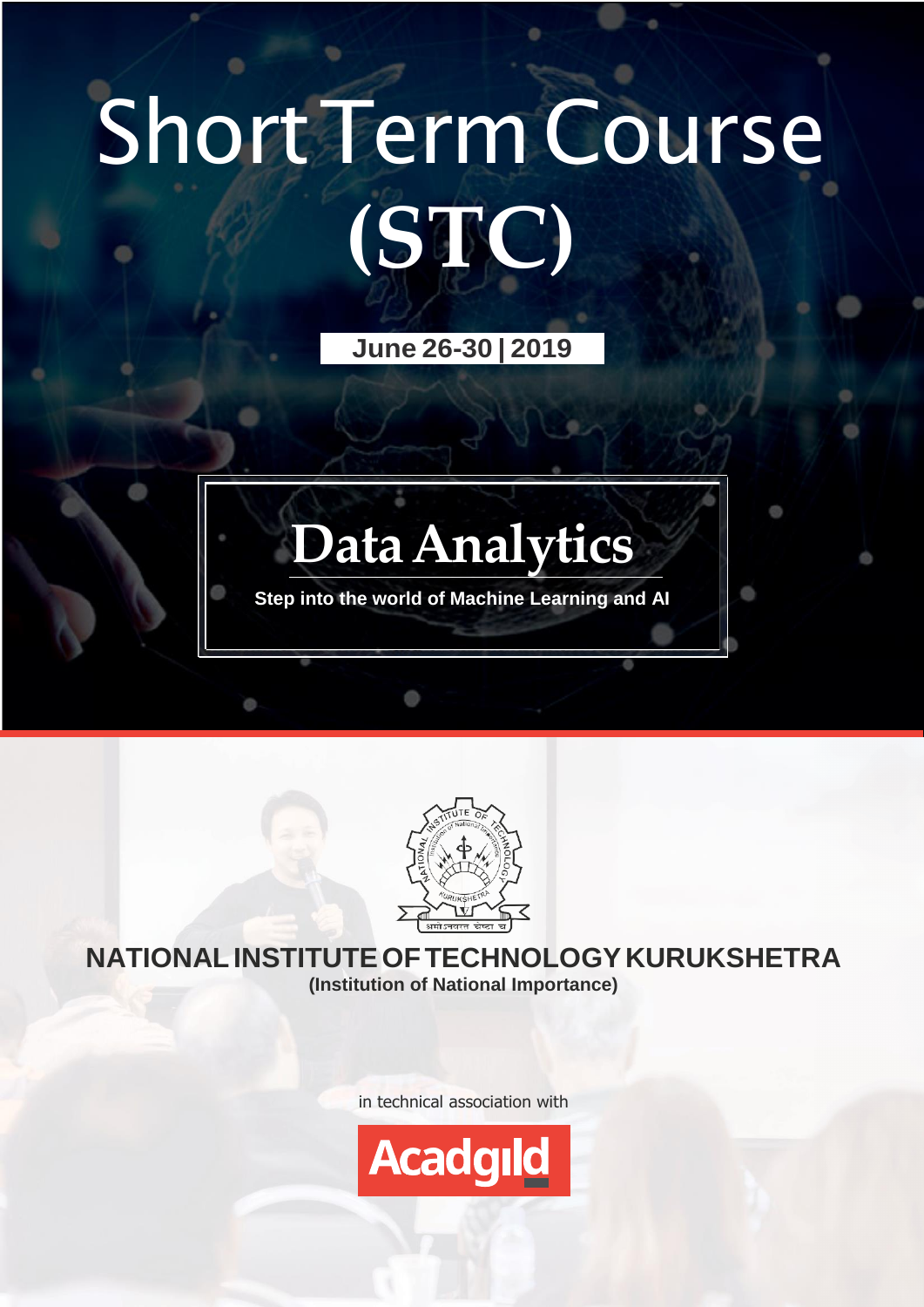# Short Term Course (STC)

**June 26-30 | 2019**

## Data Analytics

**Step into the world of Machine Learning and AI**

**NATIONAL INSTITUTE OF TECHNOLOGY KURUKSHETRA**

**(Institution of National Importance)**

in technical association with

Acadgild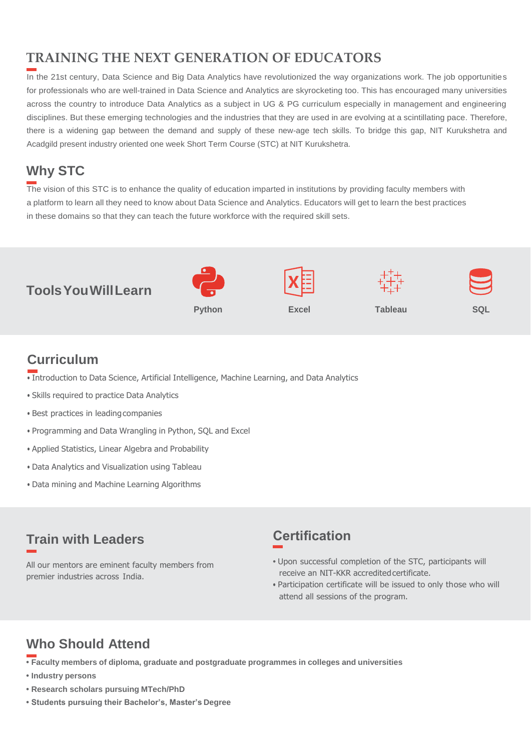## TRAINING THE NEXT GENERATION OF EDUCATORS

In the 21st century, Data Science and Big Data Analytics have revolutionized the way organizations work. The job opportunities for professionals who are well-trained in Data Science and Analytics are skyrocketing too. This has encouraged many universities across the country to introduce Data Analytics as a subject in UG & PG curriculum especially in management and engineering disciplines. But these emerging technologies and the industries that they are used in are evolving at a scintillating pace. Therefore, there is a widening gap between the demand and supply of these new-age tech skills. To bridge this gap, NIT Kurukshetra and Acadgild present industry oriented one week Short Term Course (STC) at NIT Kurukshetra.

## Why STC

The vision of this STC is to enhance the quality of education imparted in institutions by providing faculty members with a platform to learn all they need to know about Data Science and Analytics. Educators will get to learn the best practices in these domains so that they can teach the future workforce with the required skill sets.

## Tools You Will Learn

Python

Excel

Tableau

SQL

## Curriculum

- Introduction to Data Science, Artificial Intelligence, Machine Learning, and Data Analytics
- Skills required to practice Data Analytics
- Best practices in leading companies
- Programming and Data Wrangling in Python, SQL and Excel
- Applied Statistics, Linear Algebra and Probability
- Data Analytics and Visualization using Tableau
- Data mining and Machine Learning Algorithms

## Train with Leaders

All our mentors are eminent faculty members from premier industries across India.

## Certification

- Upon successful completion of the STC, participants will receive an NIT-KKR accredited certificate.
- Participation certificate will be issued to only those who will attend all sessions of the program.

## Who Should Attend

- **Faculty members of diploma, graduate and postgraduate programmes in colleges and universities**
- **Industry persons**
- **Research scholars pursuing MTech/PhD**
- **Students pursuing their Bachelor's, Master's Degree**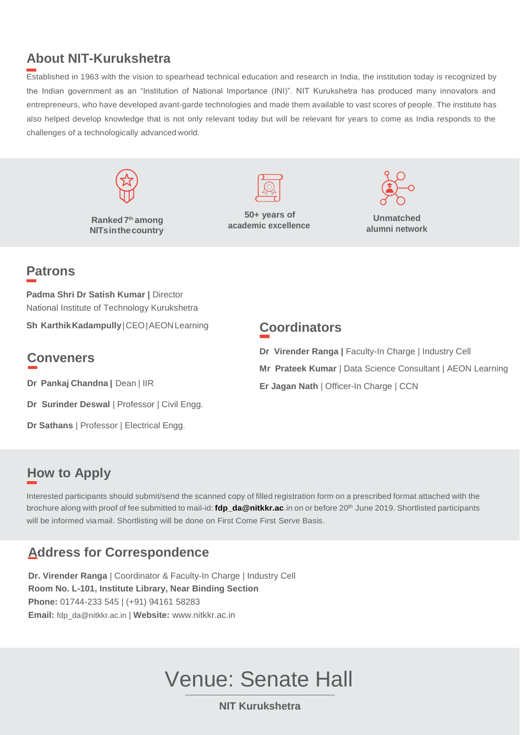## About NIT-Kurukshetra

Established in 1963 with the vision to spearhead technical education and research in India, the institution today is recognized by the Indian government as an "Institution of National Importance (INI)". NIT Kurukshetra has produced many innovators and entrepreneurs, who have developed avant-garde technologies and made them available to vast scores of people. The institute has also helped develop knowledge that is not only relevant today but will be relevant for years to come as India responds to the challenges of a technologically advanced world.

**Ranked 7th among NITs in the country**

**50+ years of academic excellence**

**Unmatched alumni network**

## Patrons

**Padma Shri Dr Satish Kumar |** Director
National Institute of Technology Kurukshetra

**Sh Karthik Kadampully** | CEO | AEON Learning

## Conveners

**Dr Pankaj Chandna |** Dean | IIR

**Dr Surinder Deswal** | Professor | Civil Engg.

**Dr Sathans** | Professor | Electrical Engg.

## Coordinators

**Dr Virender Ranga |** Faculty-In Charge | Industry Cell

**Mr Prateek Kumar** | Data Science Consultant | AEON Learning

**Er Jagan Nath** | Officer-In Charge | CCN

## How to Apply

Interested participants should submit/send the scanned copy of filled registration form on a prescribed format attached with the brochure along with proof of fee submitted to mail-id: **fdp_da@nitkkr.ac**.in on or before 20th June 2019. Shortlisted participants will be informed via mail. Shortlisting will be done on First Come First Serve Basis.

## Address for Correspondence

**Dr. Virender Ranga** | Coordinator & Faculty-In Charge | Industry Cell
**Room No. L-101, Institute Library, Near Binding Section**
**Phone:** 01744-233 545 | (+91) 94161 58283
**Email:** fdp_da@nitkkr.ac.in | **Website:** www.nitkkr.ac.in

# Venue: Senate Hall

**NIT Kurukshetra**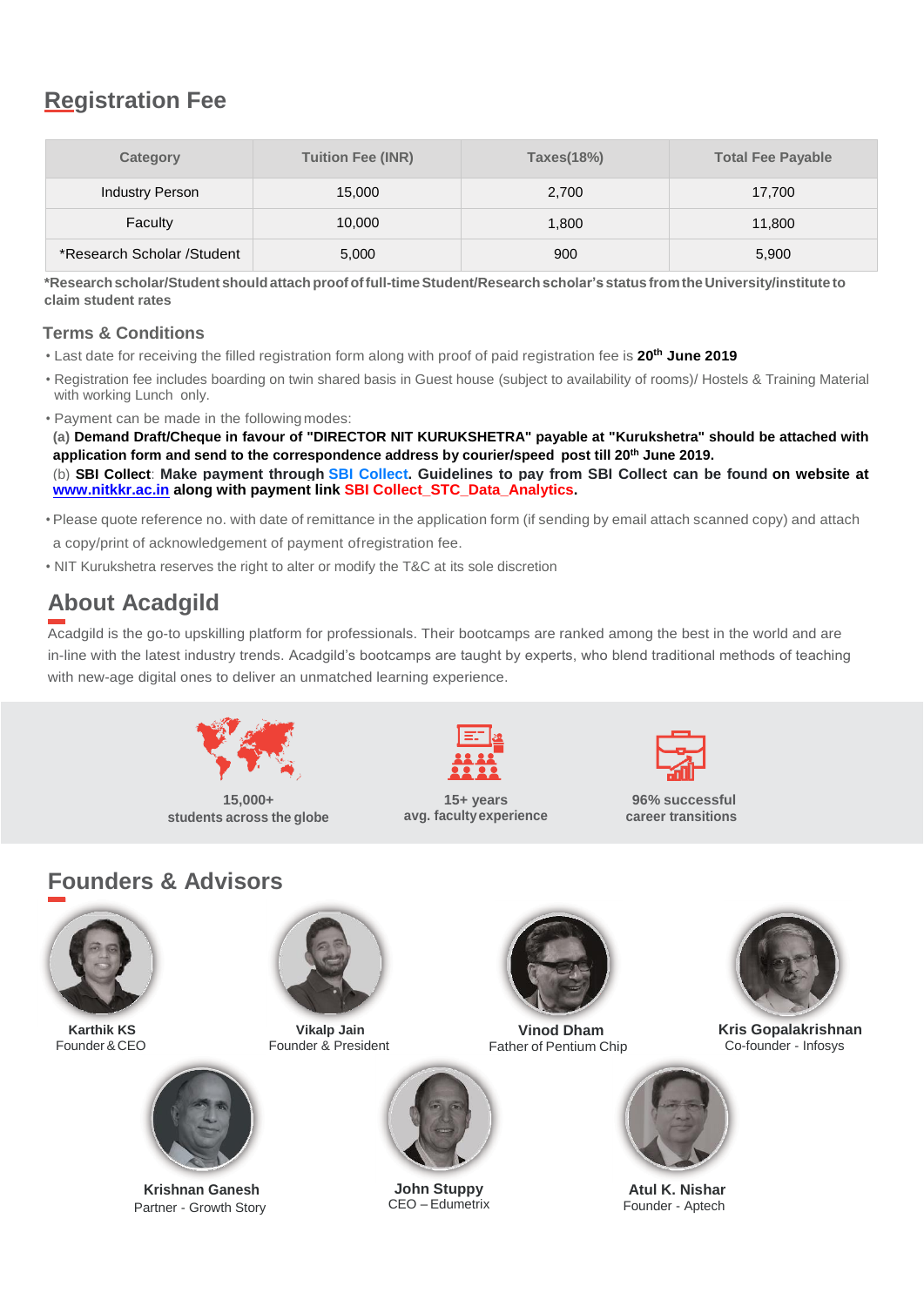## Registration Fee

| Category | Tuition Fee (INR) | Taxes(18%) | Total Fee Payable |
|---|---|---|---|
| Industry Person | 15,000 | 2,700 | 17,700 |
| Faculty | 10,000 | 1,800 | 11,800 |
| *Research Scholar /Student | 5,000 | 900 | 5,900 |

**\*Research scholar/Student should attach proof of full-time Student/Research scholar's status from the University/institute to claim student rates**

### Terms & Conditions

- Last date for receiving the filled registration form along with proof of paid registration fee is **20th June 2019**
- Registration fee includes boarding on twin shared basis in Guest house (subject to availability of rooms)/ Hostels & Training Material with working Lunch only.
- Payment can be made in the following modes:
  (a) **Demand Draft/Cheque in favour of "DIRECTOR NIT KURUKSHETRA" payable at "Kurukshetra" should be attached with application form and send to the correspondence address by courier/speed post till 20th June 2019.**
  (b) **SBI Collect**: **Make payment through SBI Collect. Guidelines to pay from SBI Collect can be found on website at www.nitkkr.ac.in along with payment link SBI Collect_STC_Data_Analytics.**
- Please quote reference no. with date of remittance in the application form (if sending by email attach scanned copy) and attach a copy/print of acknowledgement of payment of registration fee.
- NIT Kurukshetra reserves the right to alter or modify the T&C at its sole discretion

## About Acadgild

Acadgild is the go-to upskilling platform for professionals. Their bootcamps are ranked among the best in the world and are in-line with the latest industry trends. Acadgild's bootcamps are taught by experts, who blend traditional methods of teaching with new-age digital ones to deliver an unmatched learning experience.

**15,000+ students across the globe**

**15+ years avg. faculty experience**

**96% successful career transitions**

## Founders & Advisors

**Karthik KS**
Founder & CEO

**Vikalp Jain**
Founder & President

**Vinod Dham**
Father of Pentium Chip

**Kris Gopalakrishnan**
Co-founder - Infosys

**Krishnan Ganesh**
Partner - Growth Story

**John Stuppy**
CEO – Edumetrix

**Atul K. Nishar**
Founder - Aptech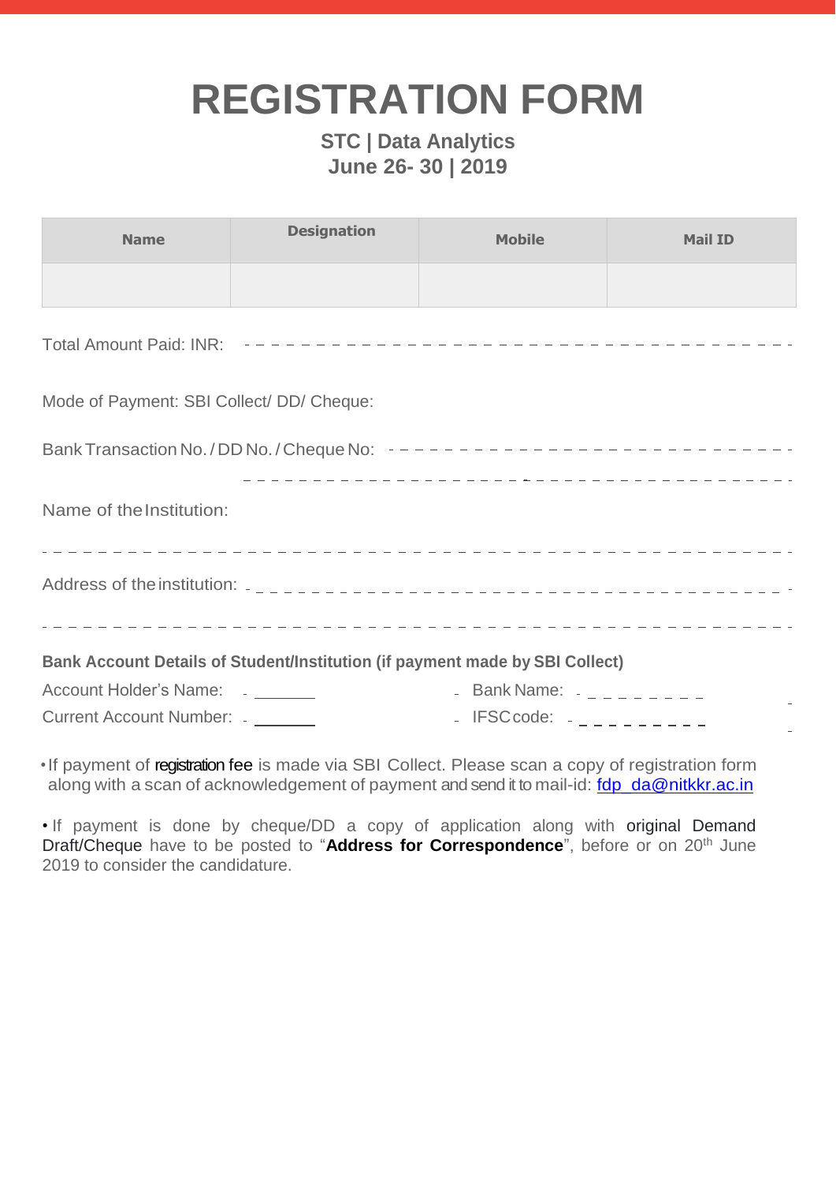# REGISTRATION FORM

**STC | Data Analytics**
**June 26- 30 | 2019**

| Name | Designation | Mobile | Mail ID |
|---|---|---|---|
| | | | |

Total Amount Paid: INR: - - - - - - - - - - - - - - - - - - - - - - - - - - - - - - - - - - - - - - -

Mode of Payment: SBI Collect/ DD/ Cheque:

Bank Transaction No. / DD No. / Cheque No: - - - - - - - - - - - - - - - - - - - - - - - - - - - - - - -

- - - - - - - - - - - - - - - - - - - - - - - - - - - - - - - - - - - - - - -

Name of the Institution:

- - - - - - - - - - - - - - - - - - - - - - - - - - - - - - - - - - - - - - - - - - - - - - - - - - -

Address of the institution: - - - - - - - - - - - - - - - - - - - - - - - - - - - - - - - - - - - - - - - -

- - - - - - - - - - - - - - - - - - - - - - - - - - - - - - - - - - - - - - - - - - - - - - - - - - -

**Bank Account Details of Student/Institution (if payment made by SBI Collect)**

Account Holder's Name: _______ Bank Name: - - - - - - - - -

Current Account Number: _______ IFSC code: - - - - - - - - - -

- If payment of registration fee is made via SBI Collect. Please scan a copy of registration form along with a scan of acknowledgement of payment and send it to mail-id: fdp_da@nitkkr.ac.in

- If payment is done by cheque/DD a copy of application along with original Demand Draft/Cheque have to be posted to "**Address for Correspondence**", before or on 20th June 2019 to consider the candidature.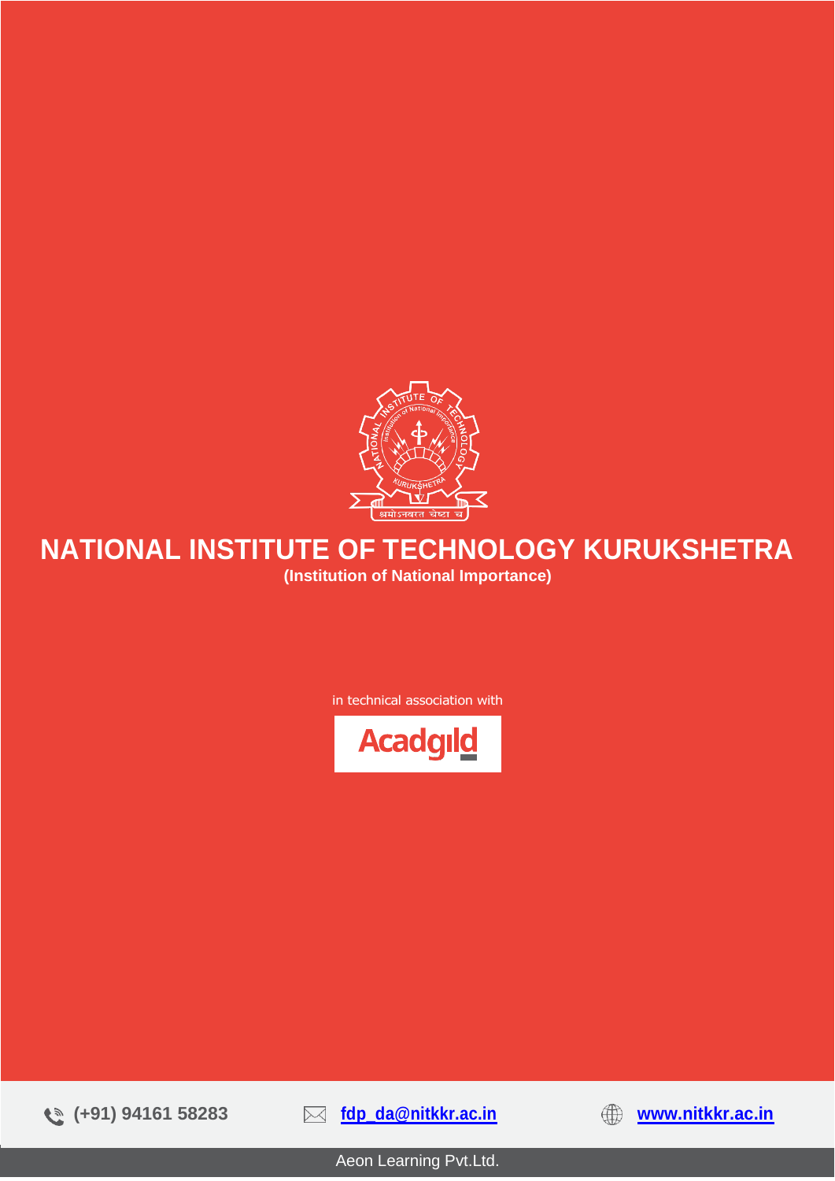# NATIONAL INSTITUTE OF TECHNOLOGY KURUKSHETRA

**(Institution of National Importance)**

in technical association with

Acadgild

(+91) 94161 58283

fdp_da@nitkkr.ac.in

www.nitkkr.ac.in

Aeon Learning Pvt.Ltd.